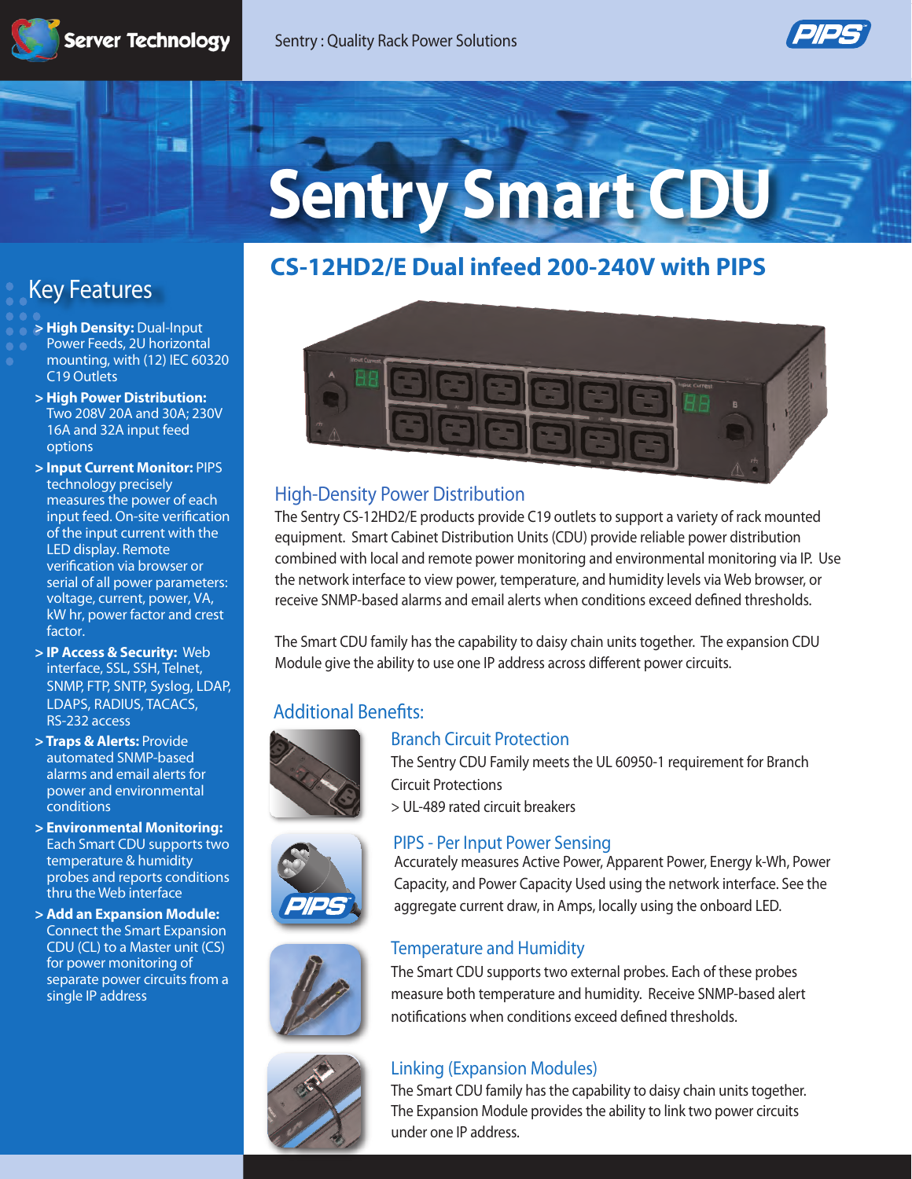Server Technology

Sentry : Quality Rack Power Solutions

# Sentry Smart CDU

## CS-12HD2/E Dual infeed 200-240V with PIPS

## Key Features

- **> High Density:** Dual-Input Power Feeds, 2U horizontal mounting, with (12) IEC 60320 C19 Outlets
- **> High Power Distribution:** Two 208V 20A and 30A; 230V 16A and 32A input feed options
- **> Input Current Monitor:** PIPS technology precisely measures the power of each input feed. On-site verification of the input current with the LED display. Remote verification via browser or serial of all power parameters: voltage, current, power, VA, kW hr, power factor and crest factor.
- **> IP Access & Security:** Web interface, SSL, SSH, Telnet, SNMP, FTP, SNTP, Syslog, LDAP, LDAPS, RADIUS, TACACS, RS-232 access
- **> Traps & Alerts:** Provide automated SNMP-based alarms and email alerts for power and environmental conditions
- **> Environmental Monitoring:** Each Smart CDU supports two temperature & humidity probes and reports conditions thru the Web interface
- **> Add an Expansion Module:** Connect the Smart Expansion CDU (CL) to a Master unit (CS) for power monitoring of separate power circuits from a single IP address

## High-Density Power Distribution

The Sentry CS-12HD2/E products provide C19 outlets to support a variety of rack mounted equipment. Smart Cabinet Distribution Units (CDU) provide reliable power distribution combined with local and remote power monitoring and environmental monitoring via IP. Use the network interface to view power, temperature, and humidity levels via Web browser, or receive SNMP-based alarms and email alerts when conditions exceed defined thresholds.

The Smart CDU family has the capability to daisy chain units together. The expansion CDU Module give the ability to use one IP address across different power circuits.

## Additional Benefits:

### Branch Circuit Protection

The Sentry CDU Family meets the UL 60950-1 requirement for Branch Circuit Protections

> UL-489 rated circuit breakers

### PIPS - Per Input Power Sensing

Accurately measures Active Power, Apparent Power, Energy k-Wh, Power Capacity, and Power Capacity Used using the network interface. See the aggregate current draw, in Amps, locally using the onboard LED.

### Temperature and Humidity

The Smart CDU supports two external probes. Each of these probes measure both temperature and humidity. Receive SNMP-based alert notifications when conditions exceed defined thresholds.

### Linking (Expansion Modules)

The Smart CDU family has the capability to daisy chain units together. The Expansion Module provides the ability to link two power circuits under one IP address.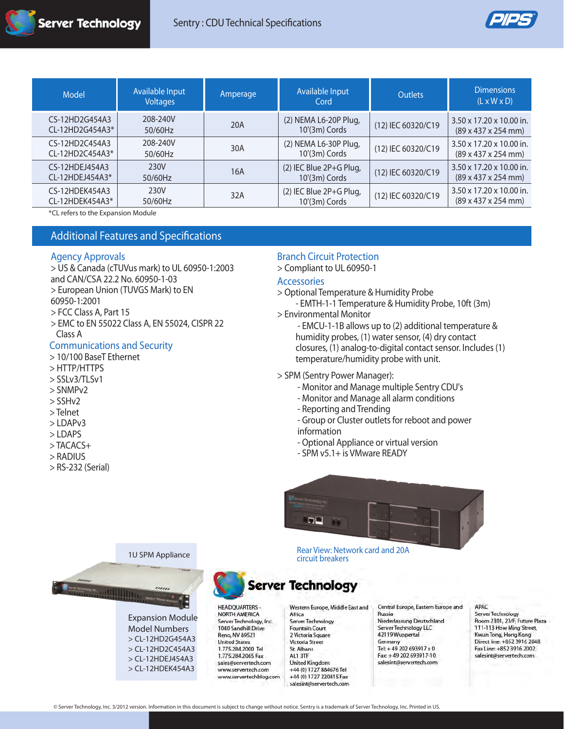| Model | Available Input Voltages | Amperage | Available Input Cord | Outlets | Dimensions (L x W x D) |
|---|---|---|---|---|---|
| CS-12HD2G454A3<br>CL-12HD2G454A3* | 208-240V<br>50/60Hz | 20A | (2) NEMA L6-20P Plug, 10'(3m) Cords | (12) IEC 60320/C19 | 3.50 x 17.20 x 10.00 in.<br>(89 x 437 x 254 mm) |
| CS-12HD2C454A3<br>CL-12HD2C454A3* | 208-240V<br>50/60Hz | 30A | (2) NEMA L6-30P Plug, 10'(3m) Cords | (12) IEC 60320/C19 | 3.50 x 17.20 x 10.00 in.<br>(89 x 437 x 254 mm) |
| CS-12HDEJ454A3<br>CL-12HDEJ454A3* | 230V<br>50/60Hz | 16A | (2) IEC Blue 2P+G Plug, 10'(3m) Cords | (12) IEC 60320/C19 | 3.50 x 17.20 x 10.00 in.<br>(89 x 437 x 254 mm) |
| CS-12HDEK454A3<br>CL-12HDEK454A3* | 230V<br>50/60Hz | 32A | (2) IEC Blue 2P+G Plug, 10'(3m) Cords | (12) IEC 60320/C19 | 3.50 x 17.20 x 10.00 in.<br>(89 x 437 x 254 mm) |

*CL refers to the Expansion Module

## Additional Features and Specifications

### Agency Approvals

> US & Canada (cTUVus mark) to UL 60950-1:2003 and CAN/CSA 22.2 No. 60950-1-03
> European Union (TUVGS Mark) to EN 60950-1:2001
> FCC Class A, Part 15
> EMC to EN 55022 Class A, EN 55024, CISPR 22 Class A

### Communications and Security

> 10/100 BaseT Ethernet
> HTTP/HTTPS
> SSLv3/TLSv1
> SNMPv2
> SSHv2
> Telnet
> LDAPv3
> LDAPS
> TACACS+
> RADIUS
> RS-232 (Serial)

### Branch Circuit Protection

> Compliant to UL 60950-1

### Accessories

> Optional Temperature & Humidity Probe
- EMTH-1-1 Temperature & Humidity Probe, 10ft (3m)

> Environmental Monitor
- EMCU-1-1B allows up to (2) additional temperature & humidity probes, (1) water sensor, (4) dry contact closures, (1) analog-to-digital contact sensor. Includes (1) temperature/humidity probe with unit.

> SPM (Sentry Power Manager):
- Monitor and Manage multiple Sentry CDU's
- Monitor and Manage all alarm conditions
- Reporting and Trending
- Group or Cluster outlets for reboot and power information
- Optional Appliance or virtual version
- SPM v5.1+ is VMware READY

Rear View: Network card and 20A circuit breakers

1U SPM Appliance

Expansion Module Model Numbers
> CL-12HD2G454A3
> CL-12HD2C454A3
> CL-12HDEJ454A3
> CL-12HDEK454A3

**Server Technology**

HEADQUARTERS - NORTH AMERICA
Server Technology, Inc.
1040 Sandhill Drive
Reno, NV 89521
United States
1.775.284.2000 Tel
1.775.284.2065 Fax
sales@servertech.com
www.servertech.com
www.servertechblog.com

Western Europe, Middle East and Africa
Server Technology
Fountain Court
2 Victoria Square
Victoria Street
St. Albans
AL1 3TF
United Kingdom
+44 (0) 1727 884676 Tel
+44 (0) 1727 220815 Fax
salesint@servertech.com

Central Europe, Eastern Europe and Russia
Niederlassung Deutschland
Server Technology LLC
42119 Wuppertal
Germany
Tel: +49 202 693917 x 0
Fax: +49 202 693917-10
salesint@servertech.com

APAC
Server Technology
Room 2301, 23/F, Future Plaza
111-113 How Ming Street,
Kwun Tong, Hong Kong
Direct line: +852 3916 2048
Fax Line: +852 3916 2002
salesint@servertech.com

© Server Technology, Inc. 3/2012 version. Information in this document is subject to change without notice. Sentry is a trademark of Server Technology, Inc. Printed in US.